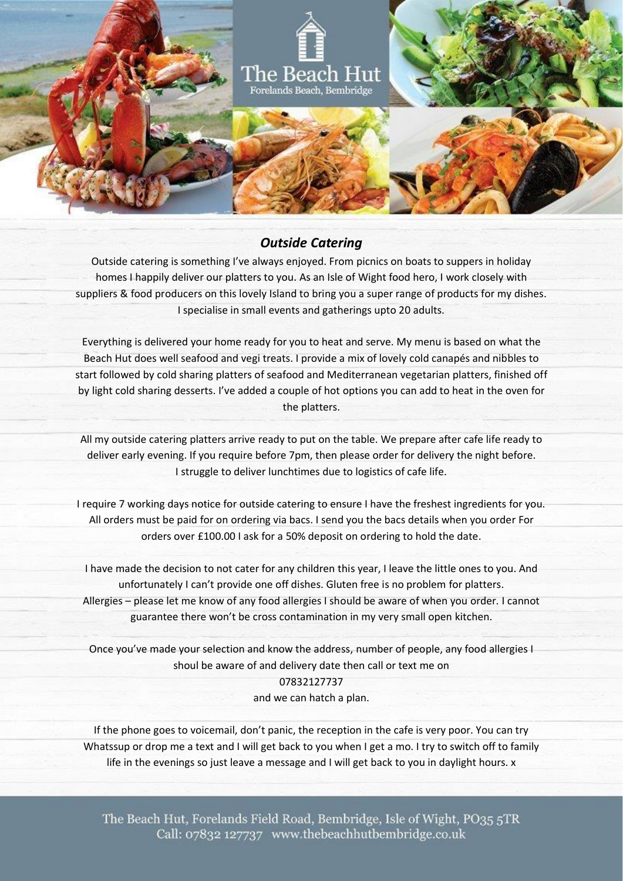# The Beach Hut

Forelands Beach, Bembridge

## *Outside Catering*

Outside catering is something I've always enjoyed. From picnics on boats to suppers in holiday homes I happily deliver our platters to you. As an Isle of Wight food hero, I work closely with suppliers & food producers on this lovely Island to bring you a super range of products for my dishes. I specialise in small events and gatherings upto 20 adults.

Everything is delivered your home ready for you to heat and serve. My menu is based on what the Beach Hut does well seafood and vegi treats. I provide a mix of lovely cold canapés and nibbles to start followed by cold sharing platters of seafood and Mediterranean vegetarian platters, finished off by light cold sharing desserts. I've added a couple of hot options you can add to heat in the oven for the platters.

All my outside catering platters arrive ready to put on the table. We prepare after cafe life ready to deliver early evening. If you require before 7pm, then please order for delivery the night before. I struggle to deliver lunchtimes due to logistics of cafe life.

I require 7 working days notice for outside catering to ensure I have the freshest ingredients for you. All orders must be paid for on ordering via bacs. I send you the bacs details when you order For orders over £100.00 I ask for a 50% deposit on ordering to hold the date.

I have made the decision to not cater for any children this year, I leave the little ones to you. And unfortunately I can't provide one off dishes. Gluten free is no problem for platters. Allergies – please let me know of any food allergies I should be aware of when you order. I cannot guarantee there won't be cross contamination in my very small open kitchen.

Once you've made your selection and know the address, number of people, any food allergies I shoul be aware of and delivery date then call or text me on
07832127737
and we can hatch a plan.

If the phone goes to voicemail, don't panic, the reception in the cafe is very poor. You can try Whatssup or drop me a text and I will get back to you when I get a mo. I try to switch off to family life in the evenings so just leave a message and I will get back to you in daylight hours. x

The Beach Hut, Forelands Field Road, Bembridge, Isle of Wight, PO35 5TR
Call: 07832 127737 www.thebeachhutbembridge.co.uk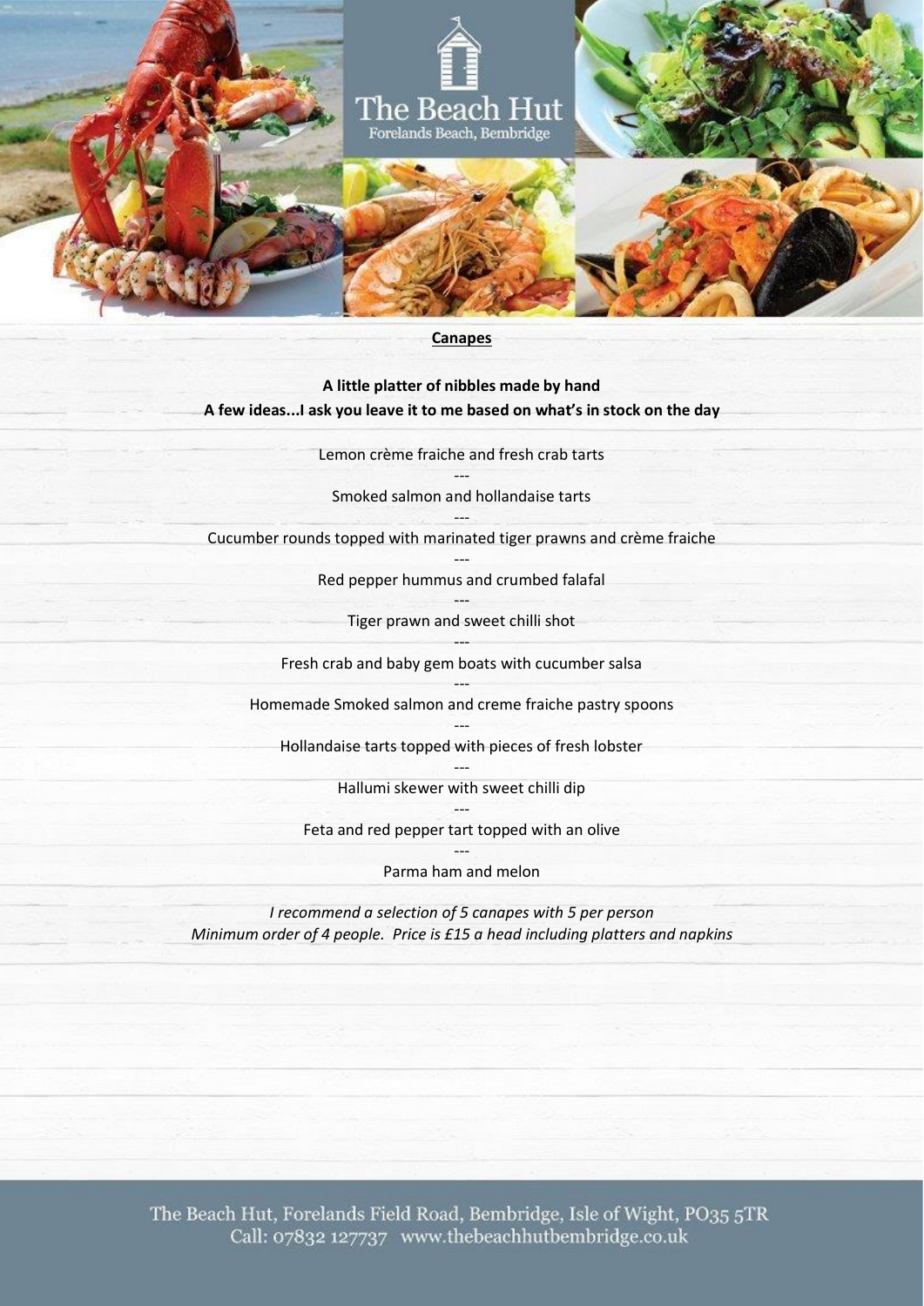The Beach Hut
Forelands Beach, Bembridge

## Canapes

**A little platter of nibbles made by hand**

**A few ideas...I ask you leave it to me based on what's in stock on the day**

Lemon crème fraiche and fresh crab tarts

---

Smoked salmon and hollandaise tarts

---

Cucumber rounds topped with marinated tiger prawns and crème fraiche

---

Red pepper hummus and crumbed falafal

---

Tiger prawn and sweet chilli shot

---

Fresh crab and baby gem boats with cucumber salsa

---

Homemade Smoked salmon and creme fraiche pastry spoons

---

Hollandaise tarts topped with pieces of fresh lobster

---

Hallumi skewer with sweet chilli dip

---

Feta and red pepper tart topped with an olive

---

Parma ham and melon

*I recommend a selection of 5 canapes with 5 per person*

*Minimum order of 4 people. Price is £15 a head including platters and napkins*

The Beach Hut, Forelands Field Road, Bembridge, Isle of Wight, PO35 5TR
Call: 07832 127737 www.thebeachhutbembridge.co.uk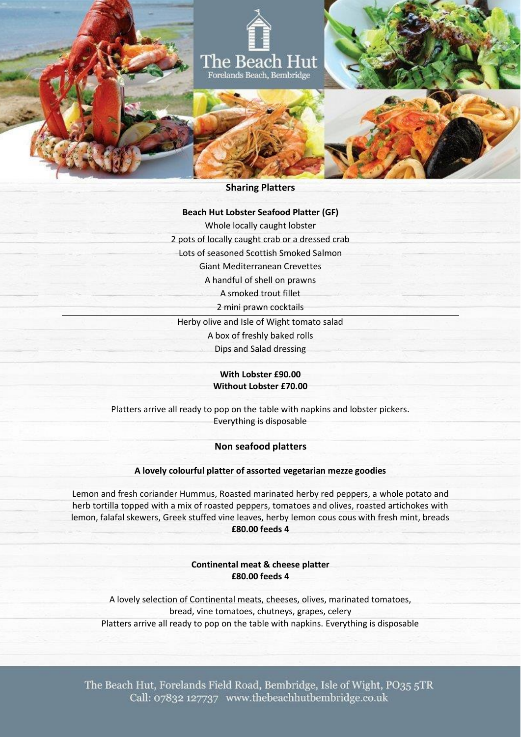The Beach Hut
Forelands Beach, Bembridge

## Sharing Platters

### Beach Hut Lobster Seafood Platter (GF)

Whole locally caught lobster
2 pots of locally caught crab or a dressed crab
Lots of seasoned Scottish Smoked Salmon
Giant Mediterranean Crevettes
A handful of shell on prawns
A smoked trout fillet
2 mini prawn cocktails

---

Herby olive and Isle of Wight tomato salad
A box of freshly baked rolls
Dips and Salad dressing

**With Lobster £90.00**
**Without Lobster £70.00**

Platters arrive all ready to pop on the table with napkins and lobster pickers.
Everything is disposable

## Non seafood platters

### A lovely colourful platter of assorted vegetarian mezze goodies

Lemon and fresh coriander Hummus, Roasted marinated herby red peppers, a whole potato and herb tortilla topped with a mix of roasted peppers, tomatoes and olives, roasted artichokes with lemon, falafal skewers, Greek stuffed vine leaves, herby lemon cous cous with fresh mint, breads
**£80.00 feeds 4**

### Continental meat & cheese platter
**£80.00 feeds 4**

A lovely selection of Continental meats, cheeses, olives, marinated tomatoes, bread, vine tomatoes, chutneys, grapes, celery
Platters arrive all ready to pop on the table with napkins. Everything is disposable

The Beach Hut, Forelands Field Road, Bembridge, Isle of Wight, PO35 5TR
Call: 07832 127737 www.thebeachhutbembridge.co.uk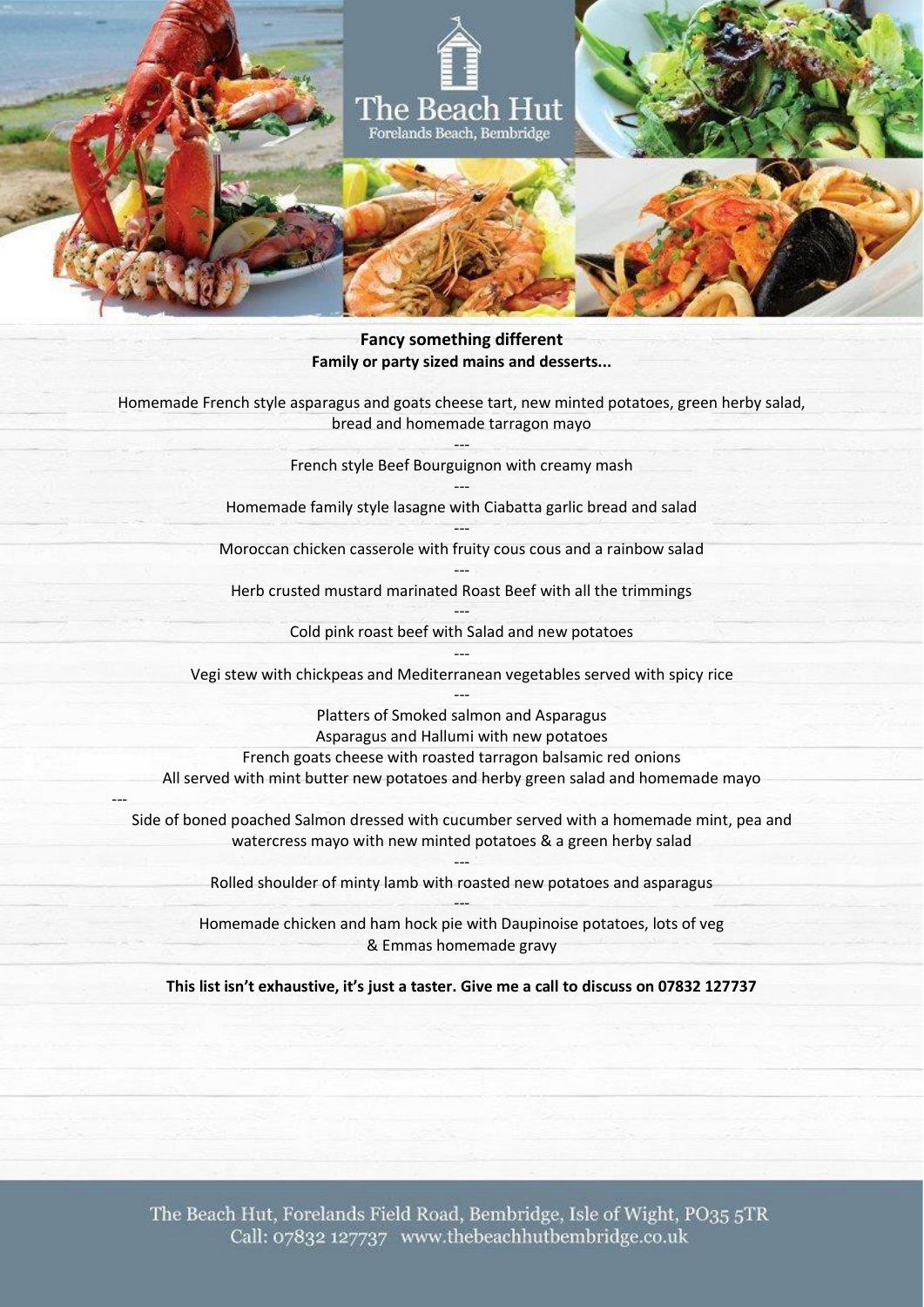**The Beach Hut**
Forelands Beach, Bembridge

**Fancy something different**
**Family or party sized mains and desserts...**

Homemade French style asparagus and goats cheese tart, new minted potatoes, green herby salad, bread and homemade tarragon mayo

---

French style Beef Bourguignon with creamy mash

---

Homemade family style lasagne with Ciabatta garlic bread and salad

---

Moroccan chicken casserole with fruity cous cous and a rainbow salad

---

Herb crusted mustard marinated Roast Beef with all the trimmings

---

Cold pink roast beef with Salad and new potatoes

---

Vegi stew with chickpeas and Mediterranean vegetables served with spicy rice

---

Platters of Smoked salmon and Asparagus
Asparagus and Hallumi with new potatoes
French goats cheese with roasted tarragon balsamic red onions
All served with mint butter new potatoes and herby green salad and homemade mayo

---

Side of boned poached Salmon dressed with cucumber served with a homemade mint, pea and watercress mayo with new minted potatoes & a green herby salad

---

Rolled shoulder of minty lamb with roasted new potatoes and asparagus

---

Homemade chicken and ham hock pie with Daupinoise potatoes, lots of veg & Emmas homemade gravy

**This list isn't exhaustive, it's just a taster. Give me a call to discuss on 07832 127737**

The Beach Hut, Forelands Field Road, Bembridge, Isle of Wight, PO35 5TR
Call: 07832 127737 www.thebeachhutbembridge.co.uk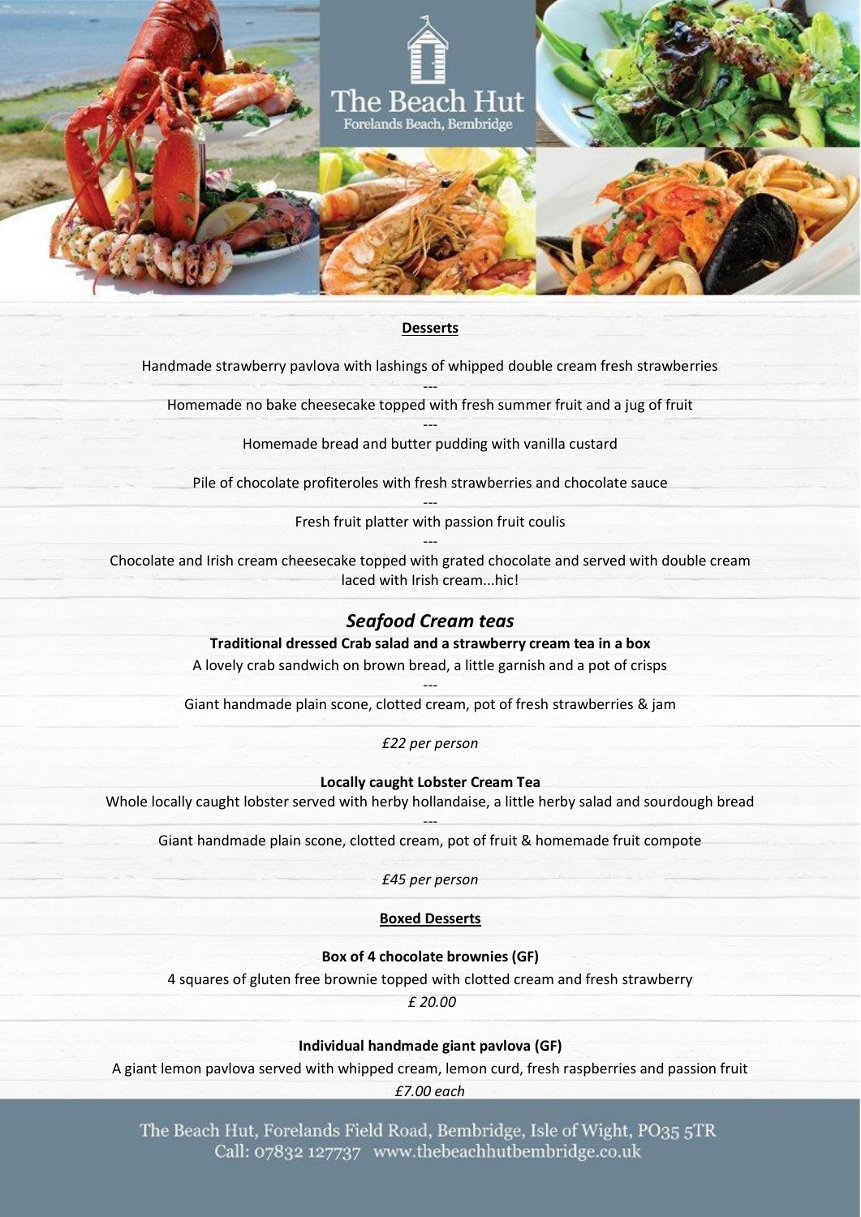# The Beach Hut
Forelands Beach, Bembridge

**Desserts**

Handmade strawberry pavlova with lashings of whipped double cream fresh strawberries

---

Homemade no bake cheesecake topped with fresh summer fruit and a jug of fruit

---

Homemade bread and butter pudding with vanilla custard

Pile of chocolate profiteroles with fresh strawberries and chocolate sauce

---

Fresh fruit platter with passion fruit coulis

---

Chocolate and Irish cream cheesecake topped with grated chocolate and served with double cream laced with Irish cream...hic!

## *Seafood Cream teas*

**Traditional dressed Crab salad and a strawberry cream tea in a box**

A lovely crab sandwich on brown bread, a little garnish and a pot of crisps

---

Giant handmade plain scone, clotted cream, pot of fresh strawberries & jam

*£22 per person*

**Locally caught Lobster Cream Tea**

Whole locally caught lobster served with herby hollandaise, a little herby salad and sourdough bread

---

Giant handmade plain scone, clotted cream, pot of fruit & homemade fruit compote

*£45 per person*

**Boxed Desserts**

**Box of 4 chocolate brownies (GF)**

4 squares of gluten free brownie topped with clotted cream and fresh strawberry

*£ 20.00*

**Individual handmade giant pavlova (GF)**

A giant lemon pavlova served with whipped cream, lemon curd, fresh raspberries and passion fruit

*£7.00 each*

The Beach Hut, Forelands Field Road, Bembridge, Isle of Wight, PO35 5TR
Call: 07832 127737 www.thebeachhutbembridge.co.uk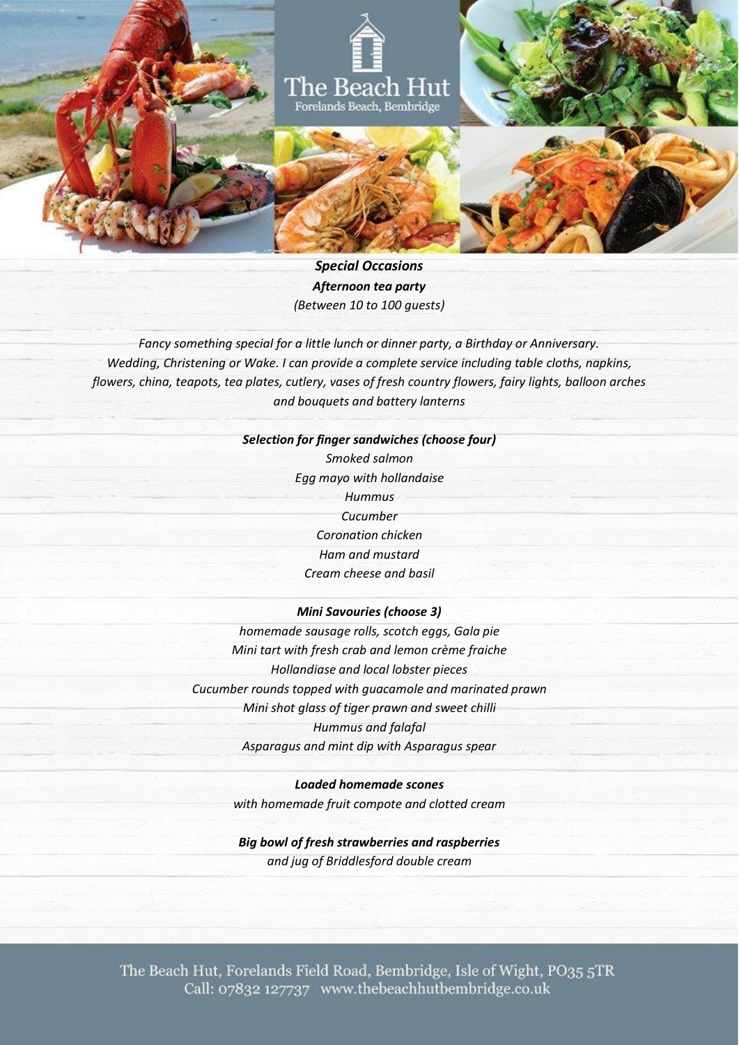# The Beach Hut

Forelands Beach, Bembridge

***Special Occasions***

***Afternoon tea party***

*(Between 10 to 100 guests)*

*Fancy something special for a little lunch or dinner party, a Birthday or Anniversary. Wedding, Christening or Wake. I can provide a complete service including table cloths, napkins, flowers, china, teapots, tea plates, cutlery, vases of fresh country flowers, fairy lights, balloon arches and bouquets and battery lanterns*

***Selection for finger sandwiches (choose four)***

*Smoked salmon*
*Egg mayo with hollandaise*
*Hummus*
*Cucumber*
*Coronation chicken*
*Ham and mustard*
*Cream cheese and basil*

***Mini Savouries (choose 3)***

*homemade sausage rolls, scotch eggs, Gala pie*
*Mini tart with fresh crab and lemon crème fraiche*
*Hollandiase and local lobster pieces*
*Cucumber rounds topped with guacamole and marinated prawn*
*Mini shot glass of tiger prawn and sweet chilli*
*Hummus and falafal*
*Asparagus and mint dip with Asparagus spear*

***Loaded homemade scones***

*with homemade fruit compote and clotted cream*

***Big bowl of fresh strawberries and raspberries***

*and jug of Briddlesford double cream*

The Beach Hut, Forelands Field Road, Bembridge, Isle of Wight, PO35 5TR
Call: 07832 127737 www.thebeachhutbembridge.co.uk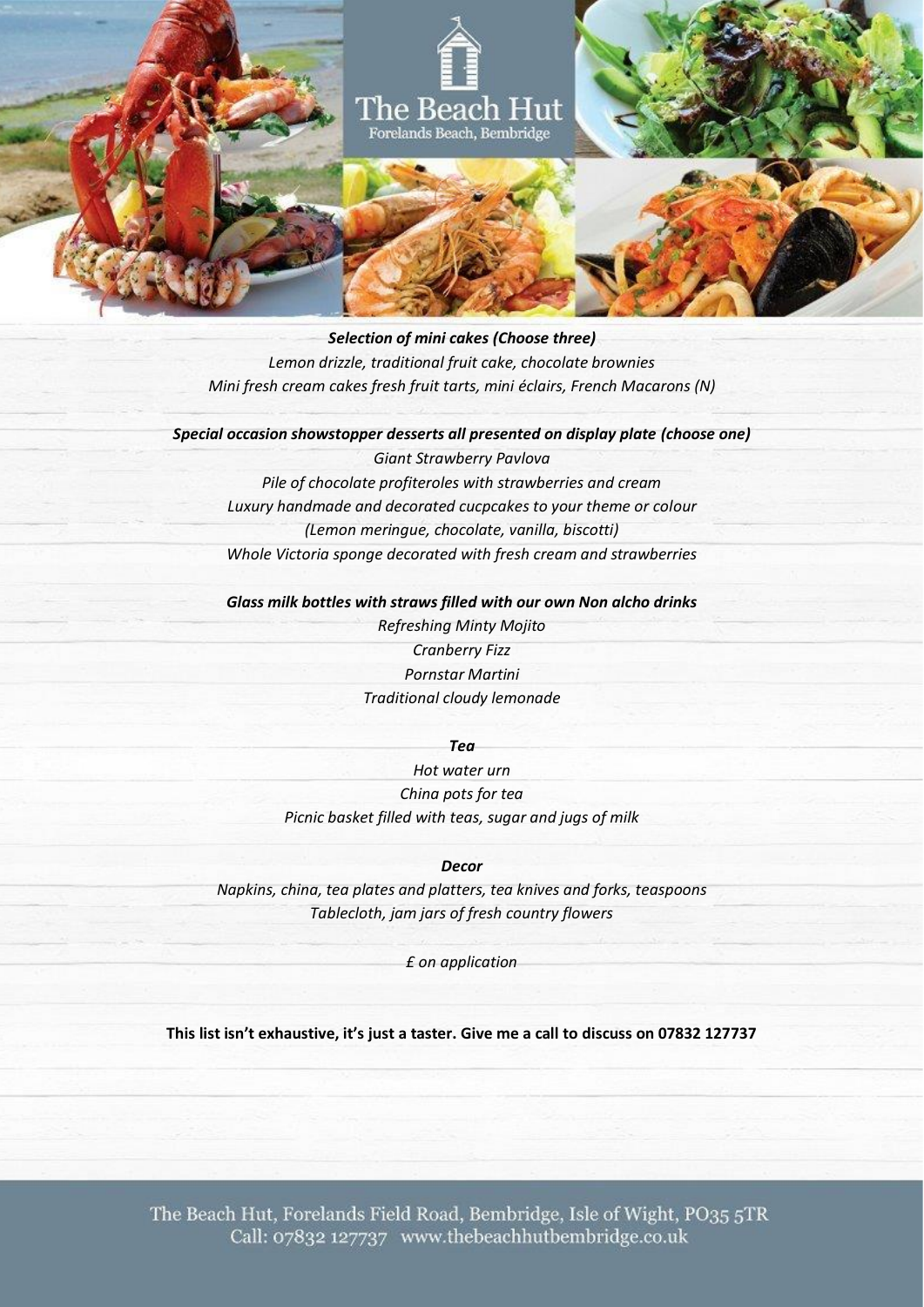*The Beach Hut*
*Forelands Beach, Bembridge*

***Selection of mini cakes (Choose three)***

*Lemon drizzle, traditional fruit cake, chocolate brownies*
*Mini fresh cream cakes fresh fruit tarts, mini éclairs, French Macarons (N)*

***Special occasion showstopper desserts all presented on display plate (choose one)***

*Giant Strawberry Pavlova*
*Pile of chocolate profiteroles with strawberries and cream*
*Luxury handmade and decorated cucpcakes to your theme or colour*
*(Lemon meringue, chocolate, vanilla, biscotti)*
*Whole Victoria sponge decorated with fresh cream and strawberries*

***Glass milk bottles with straws filled with our own Non alcho drinks***

*Refreshing Minty Mojito*
*Cranberry Fizz*
*Pornstar Martini*
*Traditional cloudy lemonade*

***Tea***

*Hot water urn*
*China pots for tea*
*Picnic basket filled with teas, sugar and jugs of milk*

***Decor***

*Napkins, china, tea plates and platters, tea knives and forks, teaspoons*
*Tablecloth, jam jars of fresh country flowers*

*£ on application*

**This list isn't exhaustive, it's just a taster. Give me a call to discuss on 07832 127737**

The Beach Hut, Forelands Field Road, Bembridge, Isle of Wight, PO35 5TR
Call: 07832 127737 www.thebeachhutbembridge.co.uk